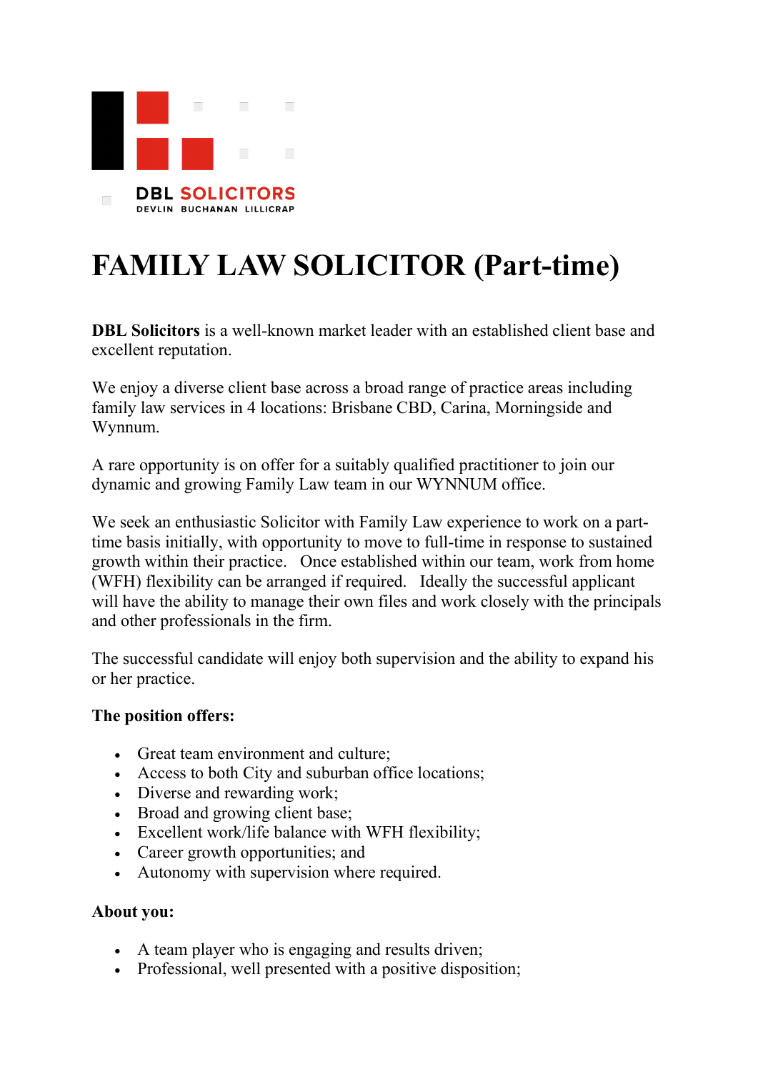DBL SOLICITORS
DEVLIN BUCHANAN LILLICRAP

# FAMILY LAW SOLICITOR (Part-time)

**DBL Solicitors** is a well-known market leader with an established client base and excellent reputation.

We enjoy a diverse client base across a broad range of practice areas including family law services in 4 locations: Brisbane CBD, Carina, Morningside and Wynnum.

A rare opportunity is on offer for a suitably qualified practitioner to join our dynamic and growing Family Law team in our WYNNUM office.

We seek an enthusiastic Solicitor with Family Law experience to work on a part-time basis initially, with opportunity to move to full-time in response to sustained growth within their practice. Once established within our team, work from home (WFH) flexibility can be arranged if required. Ideally the successful applicant will have the ability to manage their own files and work closely with the principals and other professionals in the firm.

The successful candidate will enjoy both supervision and the ability to expand his or her practice.

**The position offers:**

- Great team environment and culture;
- Access to both City and suburban office locations;
- Diverse and rewarding work;
- Broad and growing client base;
- Excellent work/life balance with WFH flexibility;
- Career growth opportunities; and
- Autonomy with supervision where required.

**About you:**

- A team player who is engaging and results driven;
- Professional, well presented with a positive disposition;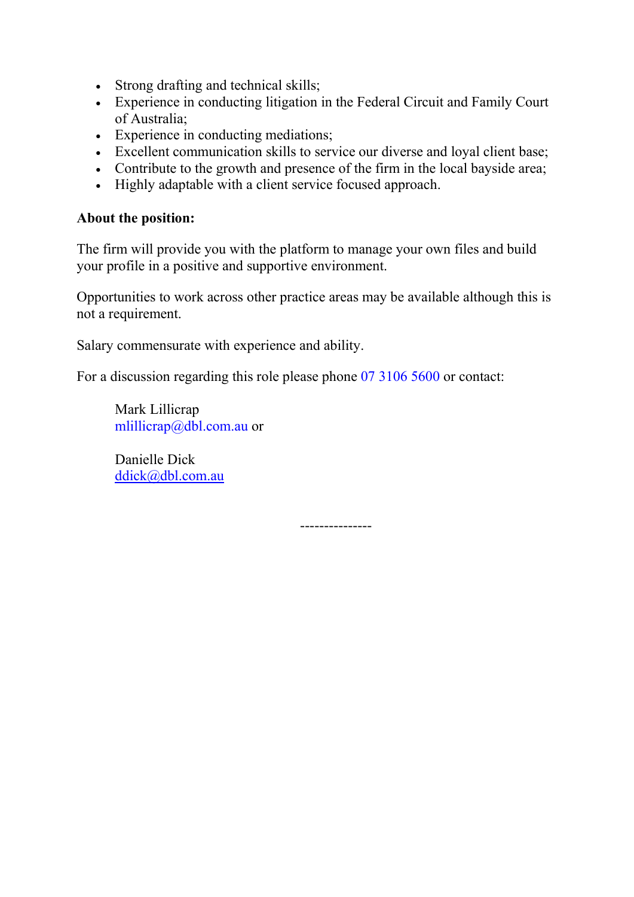- Strong drafting and technical skills;
- Experience in conducting litigation in the Federal Circuit and Family Court of Australia;
- Experience in conducting mediations;
- Excellent communication skills to service our diverse and loyal client base;
- Contribute to the growth and presence of the firm in the local bayside area;
- Highly adaptable with a client service focused approach.

**About the position:**

The firm will provide you with the platform to manage your own files and build your profile in a positive and supportive environment.

Opportunities to work across other practice areas may be available although this is not a requirement.

Salary commensurate with experience and ability.

For a discussion regarding this role please phone 07 3106 5600 or contact:

> Mark Lillicrap
> mlillicrap@dbl.com.au or
>
> Danielle Dick
> ddick@dbl.com.au

---------------